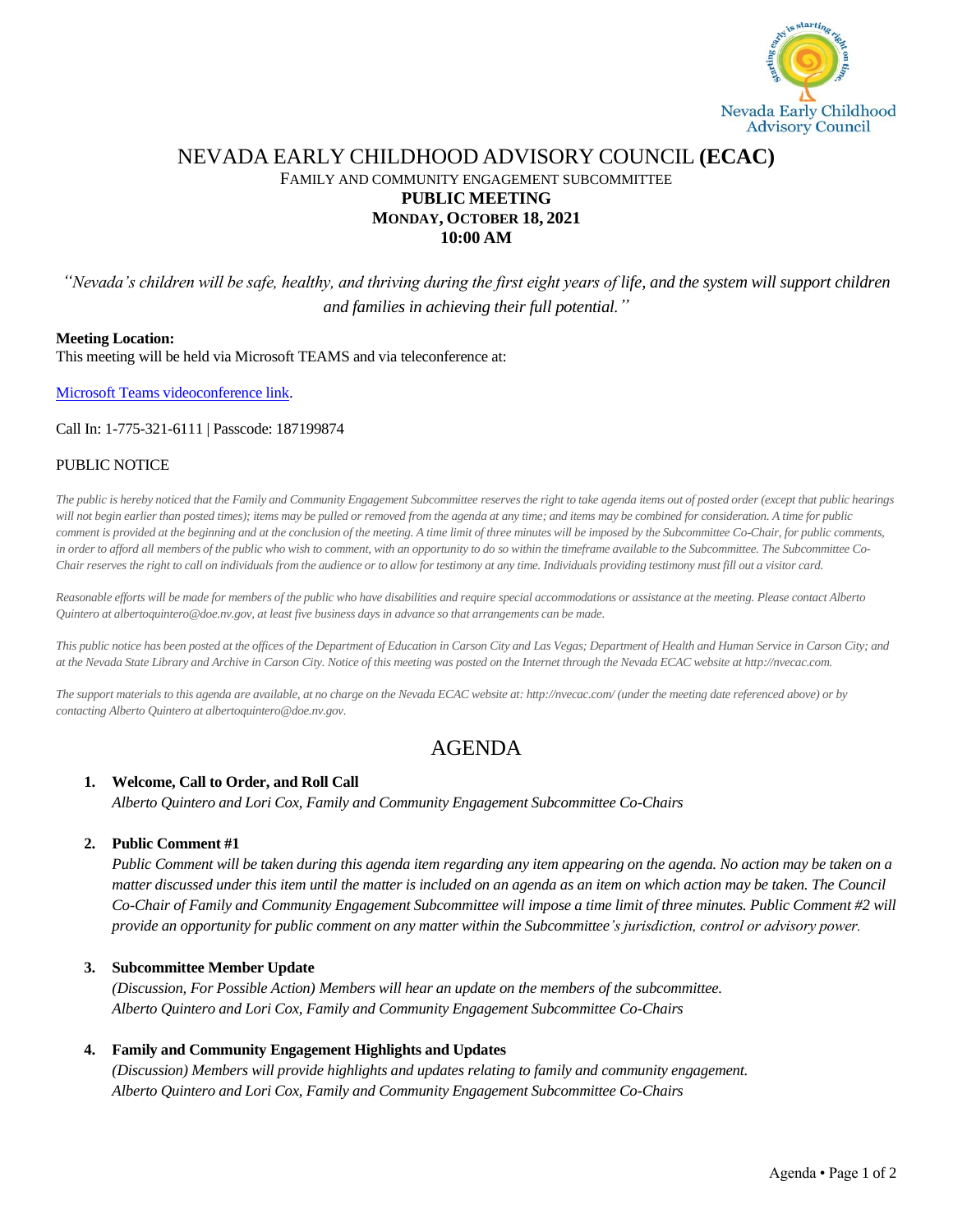# NEVADA EARLY CHILDHOOD ADVISORY COUNCIL **(ECAC)**

FAMILY AND COMMUNITY ENGAGEMENT SUBCOMMITTEE

**PUBLIC MEETING**

**MONDAY, OCTOBER 18, 2021**

**10:00 AM**

*"Nevada's children will be safe, healthy, and thriving during the first eight years of life, and the system will support children and families in achieving their full potential."*

**Meeting Location:**
This meeting will be held via Microsoft TEAMS and via teleconference at:

Microsoft Teams videoconference link.

Call In: 1-775-321-6111 | Passcode: 187199874

PUBLIC NOTICE

*The public is hereby noticed that the Family and Community Engagement Subcommittee reserves the right to take agenda items out of posted order (except that public hearings will not begin earlier than posted times); items may be pulled or removed from the agenda at any time; and items may be combined for consideration. A time for public comment is provided at the beginning and at the conclusion of the meeting. A time limit of three minutes will be imposed by the Subcommittee Co-Chair, for public comments, in order to afford all members of the public who wish to comment, with an opportunity to do so within the timeframe available to the Subcommittee. The Subcommittee Co-Chair reserves the right to call on individuals from the audience or to allow for testimony at any time. Individuals providing testimony must fill out a visitor card.*

*Reasonable efforts will be made for members of the public who have disabilities and require special accommodations or assistance at the meeting. Please contact Alberto Quintero at albertoquintero@doe.nv.gov, at least five business days in advance so that arrangements can be made.*

*This public notice has been posted at the offices of the Department of Education in Carson City and Las Vegas; Department of Health and Human Service in Carson City; and at the Nevada State Library and Archive in Carson City. Notice of this meeting was posted on the Internet through the Nevada ECAC website at http://nvecac.com.*

*The support materials to this agenda are available, at no charge on the Nevada ECAC website at: http://nvecac.com/ (under the meeting date referenced above) or by contacting Alberto Quintero at albertoquintero@doe.nv.gov.*

## AGENDA

1. **Welcome, Call to Order, and Roll Call**
   *Alberto Quintero and Lori Cox, Family and Community Engagement Subcommittee Co-Chairs*

2. **Public Comment #1**
   *Public Comment will be taken during this agenda item regarding any item appearing on the agenda. No action may be taken on a matter discussed under this item until the matter is included on an agenda as an item on which action may be taken. The Council Co-Chair of Family and Community Engagement Subcommittee will impose a time limit of three minutes. Public Comment #2 will provide an opportunity for public comment on any matter within the Subcommittee's jurisdiction, control or advisory power.*

3. **Subcommittee Member Update**
   *(Discussion, For Possible Action) Members will hear an update on the members of the subcommittee.*
   *Alberto Quintero and Lori Cox, Family and Community Engagement Subcommittee Co-Chairs*

4. **Family and Community Engagement Highlights and Updates**
   *(Discussion) Members will provide highlights and updates relating to family and community engagement.*
   *Alberto Quintero and Lori Cox, Family and Community Engagement Subcommittee Co-Chairs*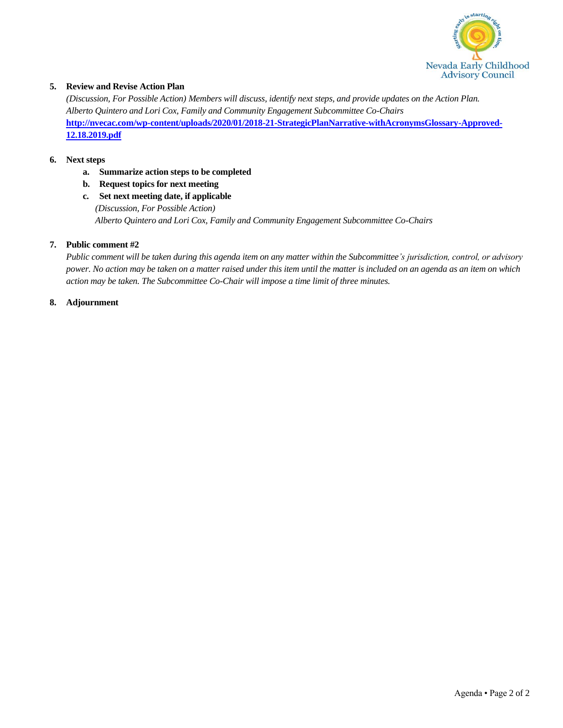5. **Review and Revise Action Plan**

   *(Discussion, For Possible Action) Members will discuss, identify next steps, and provide updates on the Action Plan.*
   *Alberto Quintero and Lori Cox, Family and Community Engagement Subcommittee Co-Chairs*
   **http://nvecac.com/wp-content/uploads/2020/01/2018-21-StrategicPlanNarrative-withAcronymsGlossary-Approved-12.18.2019.pdf**

6. **Next steps**

   a. **Summarize action steps to be completed**
   b. **Request topics for next meeting**
   c. **Set next meeting date, if applicable**

   *(Discussion, For Possible Action)*
   *Alberto Quintero and Lori Cox, Family and Community Engagement Subcommittee Co-Chairs*

7. **Public comment #2**

   *Public comment will be taken during this agenda item on any matter within the Subcommittee's jurisdiction, control, or advisory power. No action may be taken on a matter raised under this item until the matter is included on an agenda as an item on which action may be taken. The Subcommittee Co-Chair will impose a time limit of three minutes.*

8. **Adjournment**